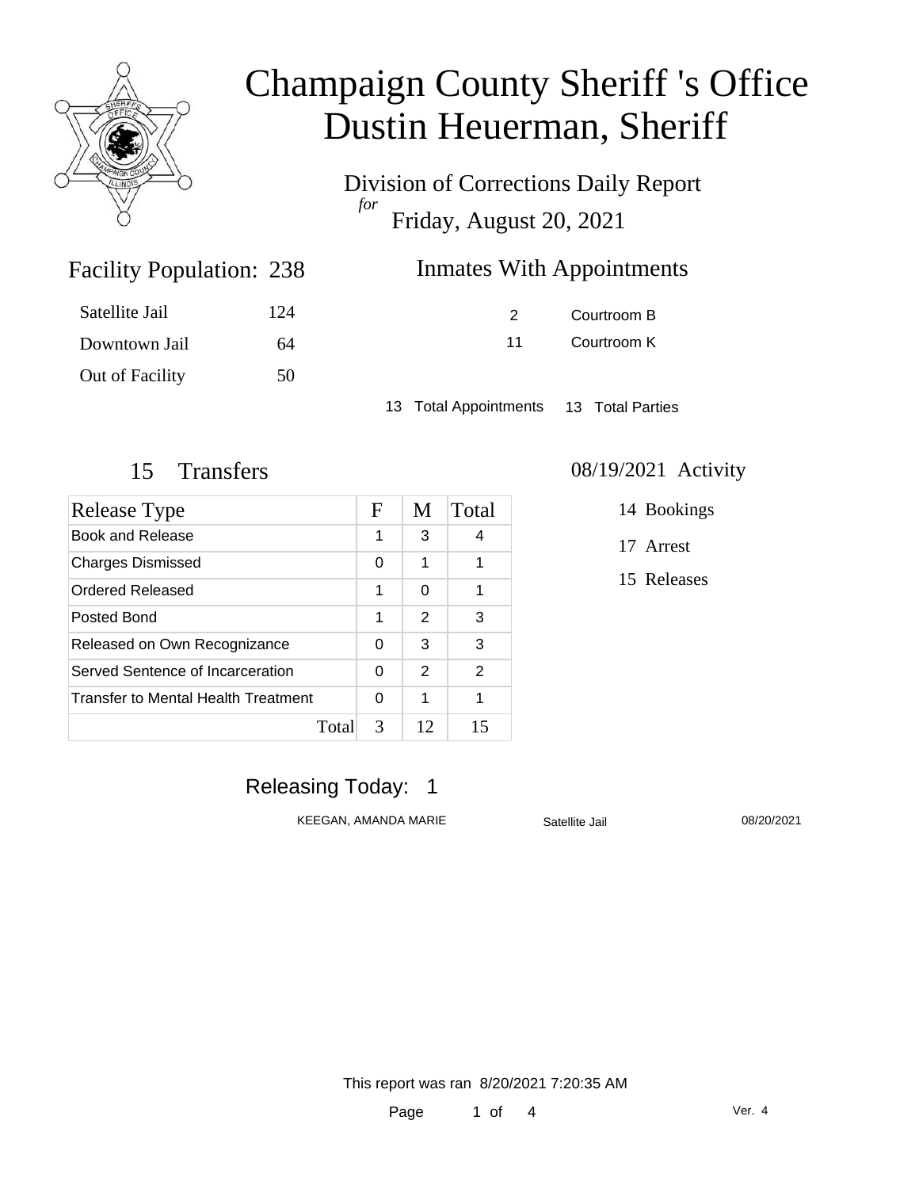# Champaign County Sheriff 's Office
# Dustin Heuerman, Sheriff

Division of Corrections Daily Report
*for*
Friday, August 20, 2021

## Facility Population: 238

| | |
|---|---|
| Satellite Jail | 124 |
| Downtown Jail | 64 |
| Out of Facility | 50 |

## Inmates With Appointments

| | |
|---|---|
| 2 | Courtroom B |
| 11 | Courtroom K |

13 Total Appointments    13 Total Parties

## 15 Transfers

| Release Type | F | M | Total |
|---|---|---|---|
| Book and Release | 1 | 3 | 4 |
| Charges Dismissed | 0 | 1 | 1 |
| Ordered Released | 1 | 0 | 1 |
| Posted Bond | 1 | 2 | 3 |
| Released on Own Recognizance | 0 | 3 | 3 |
| Served Sentence of Incarceration | 0 | 2 | 2 |
| Transfer to Mental Health Treatment | 0 | 1 | 1 |
| Total | 3 | 12 | 15 |

## 08/19/2021 Activity

14 Bookings

17 Arrest

15 Releases

## Releasing Today: 1

| | | |
|---|---|---|
| KEEGAN, AMANDA MARIE | Satellite Jail | 08/20/2021 |

This report was ran 8/20/2021 7:20:35 AM

Ver. 4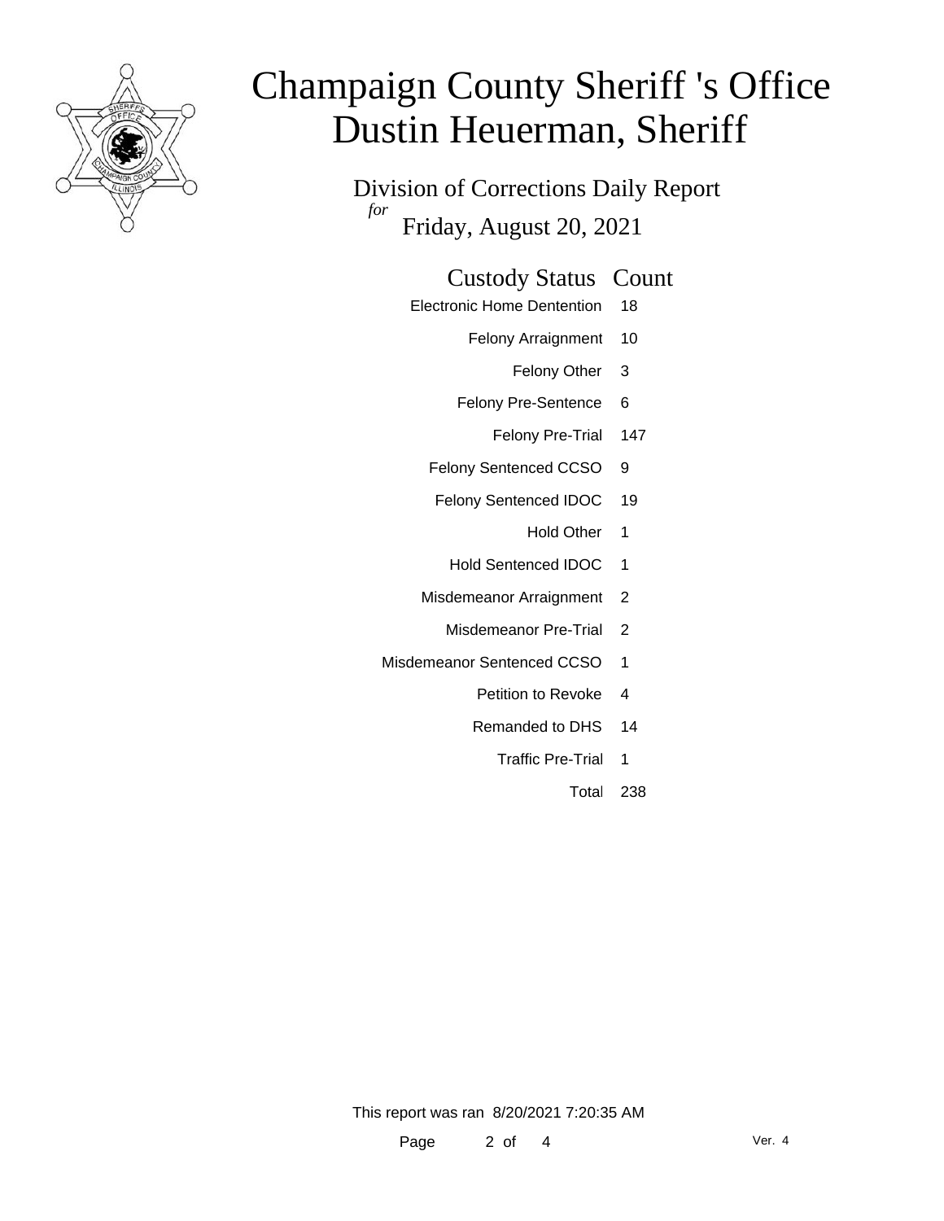# Champaign County Sheriff 's Office
# Dustin Heuerman, Sheriff

## Division of Corrections Daily Report
*for*
## Friday, August 20, 2021

| Custody Status | Count |
|---|---|
| Electronic Home Dentention | 18 |
| Felony Arraignment | 10 |
| Felony Other | 3 |
| Felony Pre-Sentence | 6 |
| Felony Pre-Trial | 147 |
| Felony Sentenced CCSO | 9 |
| Felony Sentenced IDOC | 19 |
| Hold Other | 1 |
| Hold Sentenced IDOC | 1 |
| Misdemeanor Arraignment | 2 |
| Misdemeanor Pre-Trial | 2 |
| Misdemeanor Sentenced CCSO | 1 |
| Petition to Revoke | 4 |
| Remanded to DHS | 14 |
| Traffic Pre-Trial | 1 |
| Total | 238 |

This report was ran 8/20/2021 7:20:35 AM

Ver. 4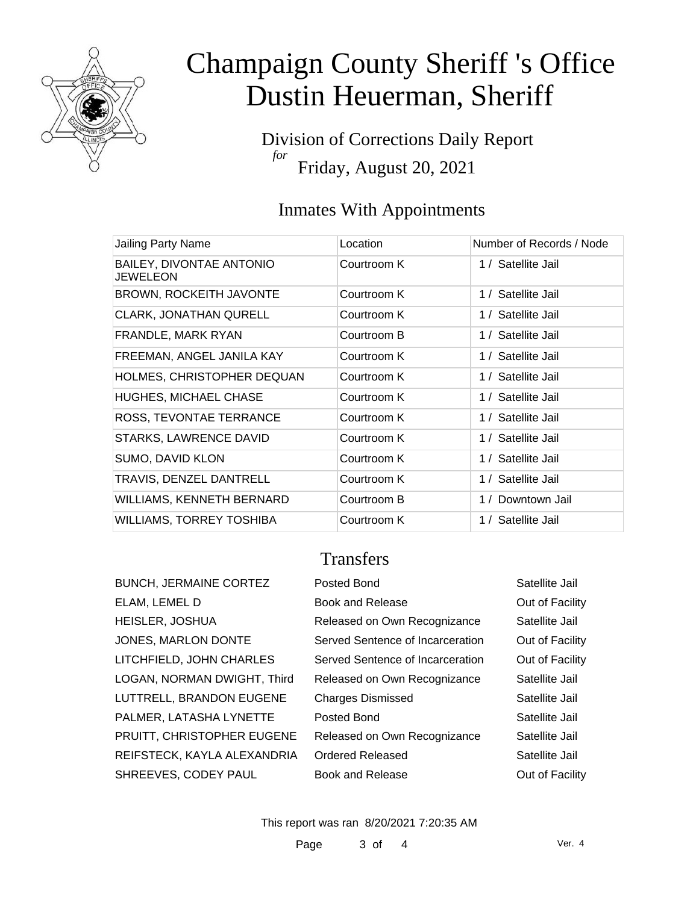# Champaign County Sheriff 's Office
# Dustin Heuerman, Sheriff

Division of Corrections Daily Report
*for*
Friday, August 20, 2021

## Inmates With Appointments

| Jailing Party Name | Location | Number of Records / Node |
| --- | --- | --- |
| BAILEY, DIVONTAE ANTONIO JEWELEON | Courtroom K | 1 / Satellite Jail |
| BROWN, ROCKEITH JAVONTE | Courtroom K | 1 / Satellite Jail |
| CLARK, JONATHAN QURELL | Courtroom K | 1 / Satellite Jail |
| FRANDLE, MARK RYAN | Courtroom B | 1 / Satellite Jail |
| FREEMAN, ANGEL JANILA KAY | Courtroom K | 1 / Satellite Jail |
| HOLMES, CHRISTOPHER DEQUAN | Courtroom K | 1 / Satellite Jail |
| HUGHES, MICHAEL CHASE | Courtroom K | 1 / Satellite Jail |
| ROSS, TEVONTAE TERRANCE | Courtroom K | 1 / Satellite Jail |
| STARKS, LAWRENCE DAVID | Courtroom K | 1 / Satellite Jail |
| SUMO, DAVID KLON | Courtroom K | 1 / Satellite Jail |
| TRAVIS, DENZEL DANTRELL | Courtroom K | 1 / Satellite Jail |
| WILLIAMS, KENNETH BERNARD | Courtroom B | 1 / Downtown Jail |
| WILLIAMS, TORREY TOSHIBA | Courtroom K | 1 / Satellite Jail |

## Transfers

| | | |
| --- | --- | --- |
| BUNCH, JERMAINE CORTEZ | Posted Bond | Satellite Jail |
| ELAM, LEMEL D | Book and Release | Out of Facility |
| HEISLER, JOSHUA | Released on Own Recognizance | Satellite Jail |
| JONES, MARLON DONTE | Served Sentence of Incarceration | Out of Facility |
| LITCHFIELD, JOHN CHARLES | Served Sentence of Incarceration | Out of Facility |
| LOGAN, NORMAN DWIGHT, Third | Released on Own Recognizance | Satellite Jail |
| LUTTRELL, BRANDON EUGENE | Charges Dismissed | Satellite Jail |
| PALMER, LATASHA LYNETTE | Posted Bond | Satellite Jail |
| PRUITT, CHRISTOPHER EUGENE | Released on Own Recognizance | Satellite Jail |
| REIFSTECK, KAYLA ALEXANDRIA | Ordered Released | Satellite Jail |
| SHREEVES, CODEY PAUL | Book and Release | Out of Facility |

This report was ran 8/20/2021 7:20:35 AM

Ver. 4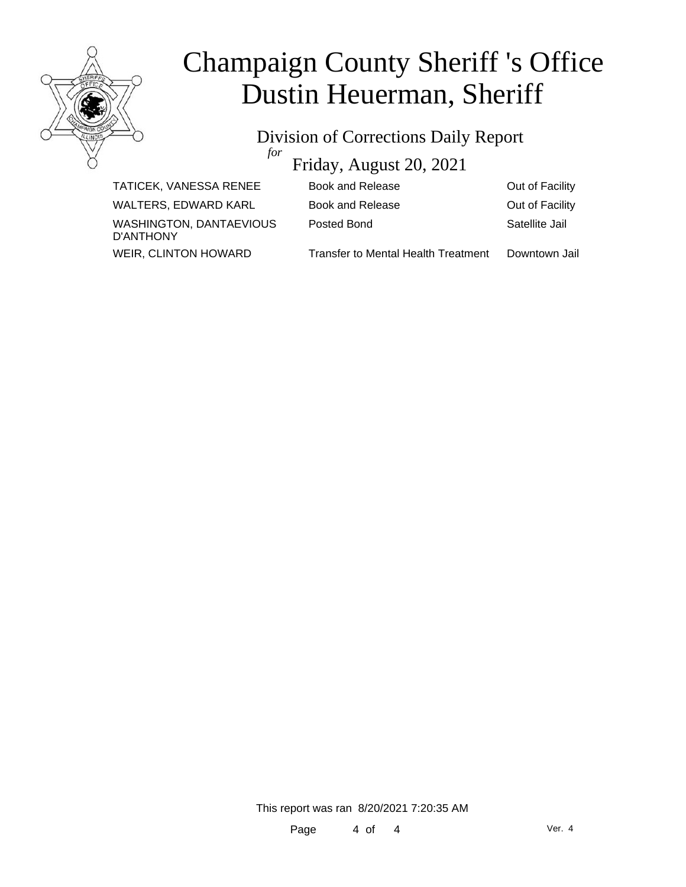# Champaign County Sheriff 's Office
# Dustin Heuerman, Sheriff

## Division of Corrections Daily Report

*for*

## Friday, August 20, 2021

| | | |
|---|---|---|
| TATICEK, VANESSA RENEE | Book and Release | Out of Facility |
| WALTERS, EDWARD KARL | Book and Release | Out of Facility |
| WASHINGTON, DANTAEVIOUS D'ANTHONY | Posted Bond | Satellite Jail |
| WEIR, CLINTON HOWARD | Transfer to Mental Health Treatment | Downtown Jail |

This report was ran 8/20/2021 7:20:35 AM

Ver. 4